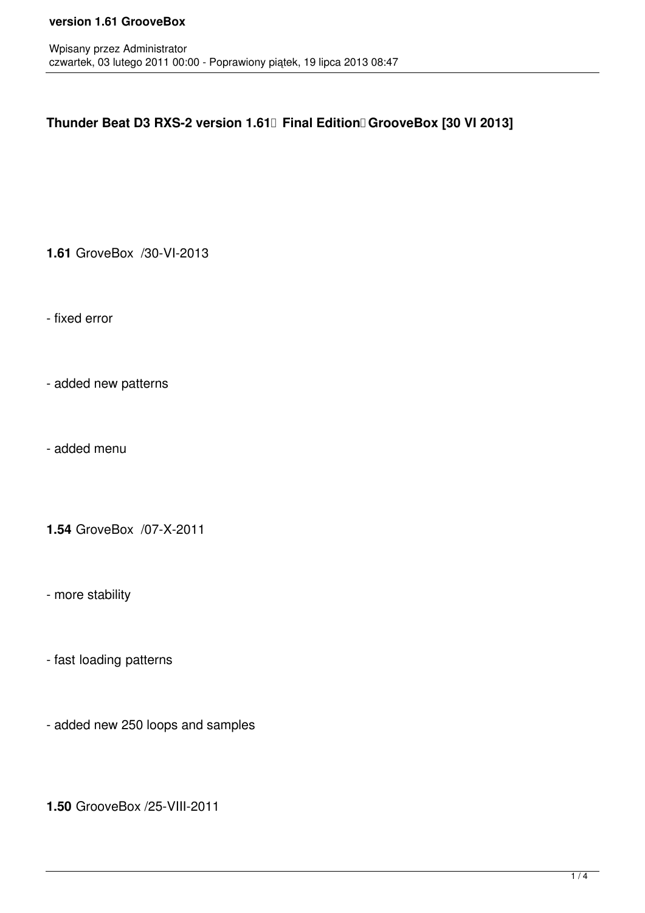Wpisany przez Administrator
czwartek, 03 lutego 2011 00:00 - Poprawiony piątek, 19 lipca 2013 08:47

**Thunder Beat D3 RXS-2 version 1.61  Final Edition GrooveBox [30 VI 2013]**

**1.61** GroveBox /30-VI-2013

- fixed error

- added new patterns

- added menu

**1.54** GroveBox /07-X-2011

- more stability

- fast loading patterns

- added new 250 loops and samples

**1.50** GrooveBox /25-VIII-2011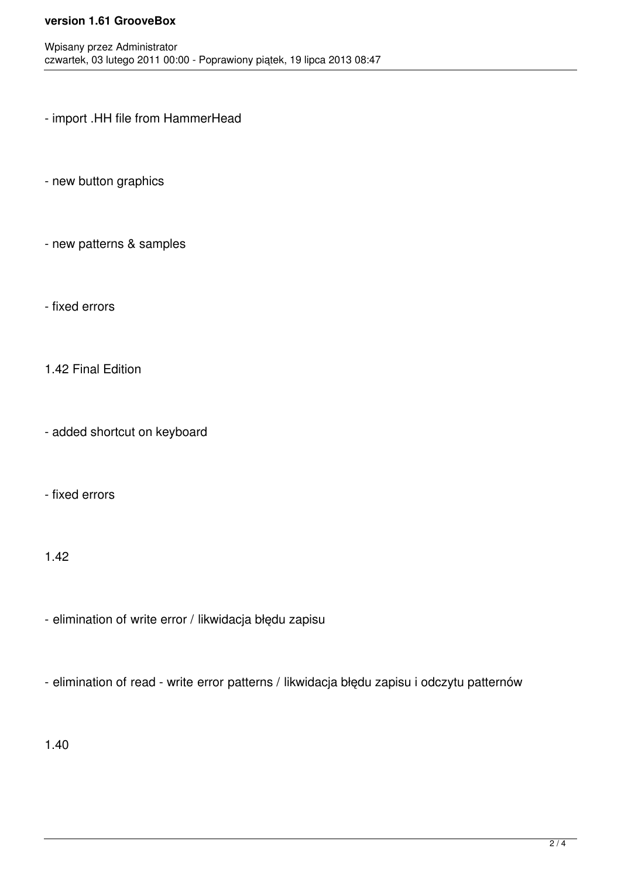- import .HH file from HammerHead

- new button graphics

- new patterns & samples

- fixed errors

1.42 Final Edition

- added shortcut on keyboard

- fixed errors

1.42

- elimination of write error / likwidacja błędu zapisu

- elimination of read - write error patterns / likwidacja błędu zapisu i odczytu patternów

1.40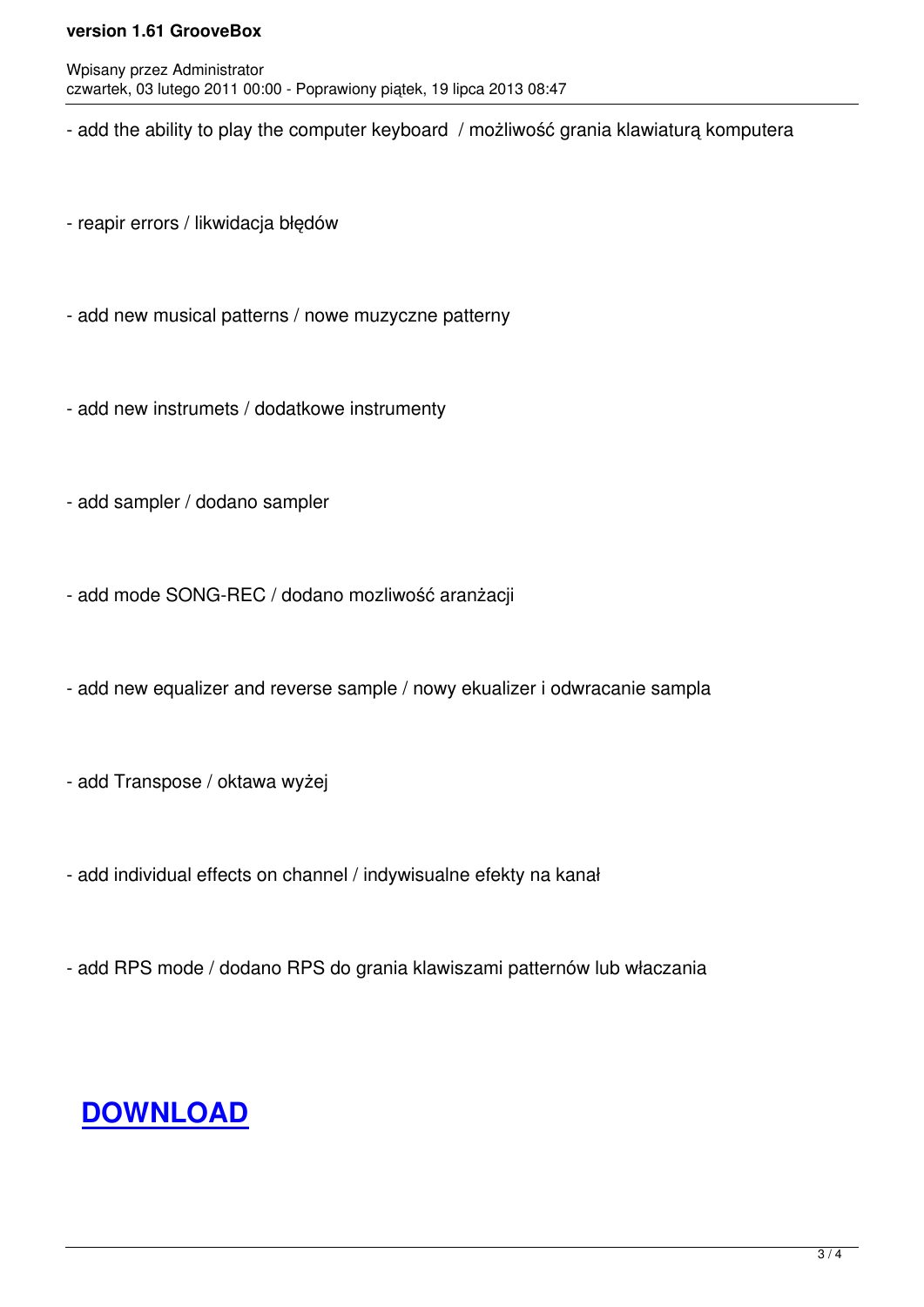- add the ability to play the computer keyboard  / możliwość grania klawiaturą komputera

- reapir errors / likwidacja błędów

- add new musical patterns / nowe muzyczne patterny

- add new instrumets / dodatkowe instrumenty

- add sampler / dodano sampler

- add mode SONG-REC / dodano mozliwość aranżacji

- add new equalizer and reverse sample / nowy ekualizer i odwracanie sampla

- add Transpose / oktawa wyżej

- add individual effects on channel / indywisualne efekty na kanał

- add RPS mode / dodano RPS do grania klawiszami patternów lub właczania

## DOWNLOAD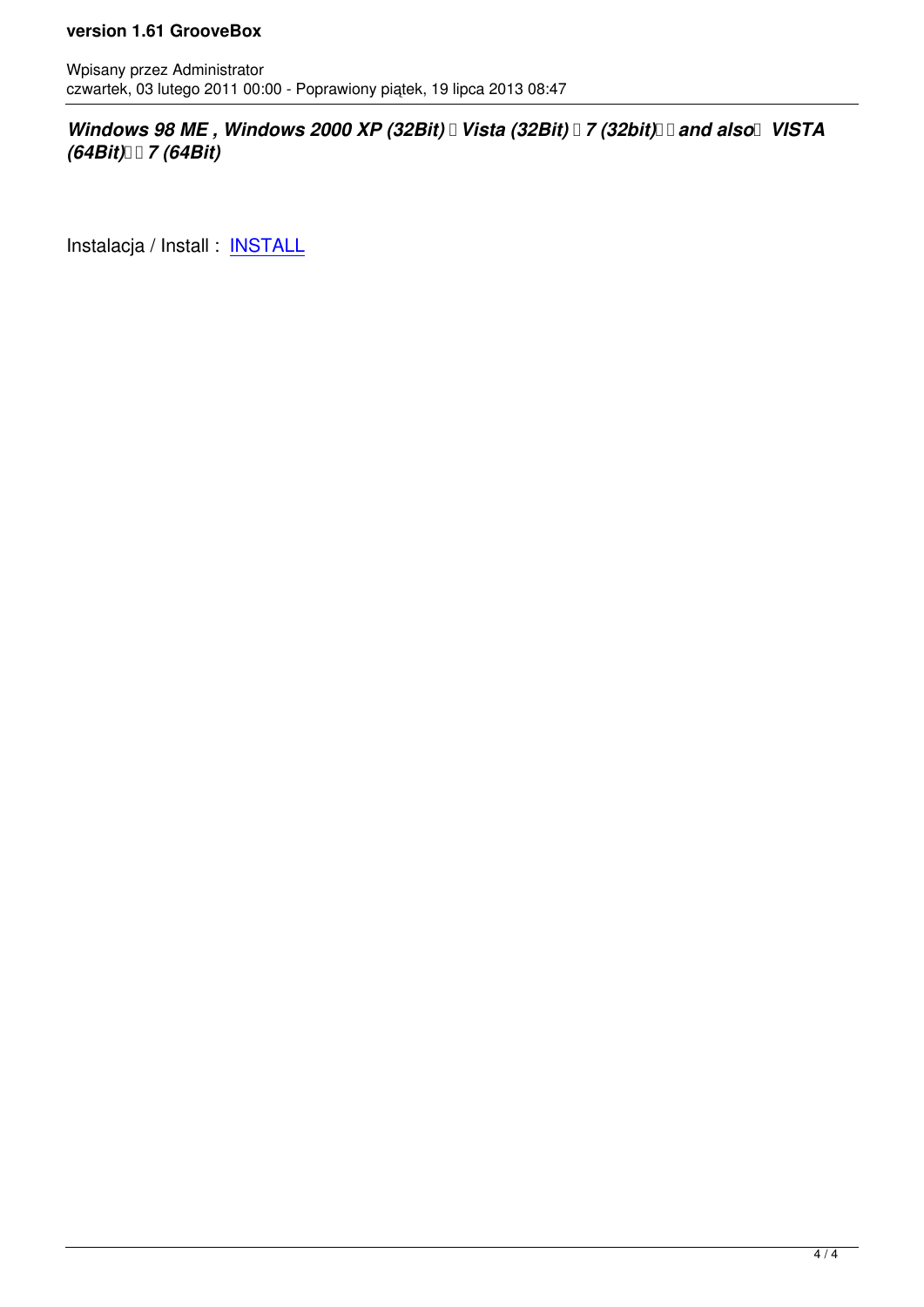***Windows 98 ME , Windows 2000 XP (32Bit)  Vista (32Bit)  7 (32bit)  and also  VISTA (64Bit)  7 (64Bit)***

Instalacja / Install : [INSTALL]